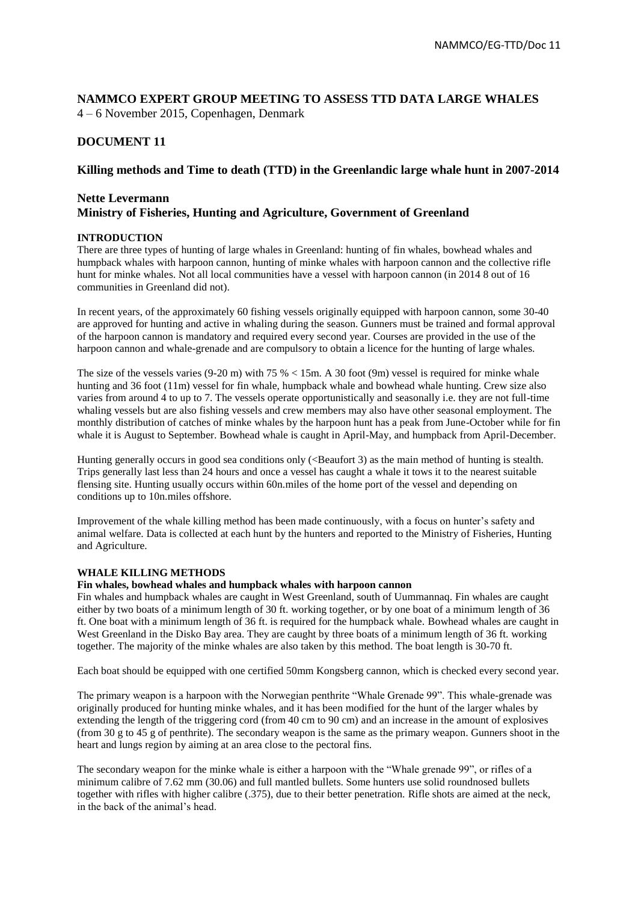# NAMMCO EXPERT GROUP MEETING TO ASSESS TTD DATA LARGE WHALES

4 – 6 November 2015, Copenhagen, Denmark

## DOCUMENT 11

### Killing methods and Time to death (TTD) in the Greenlandic large whale hunt in 2007-2014

**Nette Levermann**
**Ministry of Fisheries, Hunting and Agriculture, Government of Greenland**

#### INTRODUCTION

There are three types of hunting of large whales in Greenland: hunting of fin whales, bowhead whales and humpback whales with harpoon cannon, hunting of minke whales with harpoon cannon and the collective rifle hunt for minke whales. Not all local communities have a vessel with harpoon cannon (in 2014 8 out of 16 communities in Greenland did not).

In recent years, of the approximately 60 fishing vessels originally equipped with harpoon cannon, some 30-40 are approved for hunting and active in whaling during the season. Gunners must be trained and formal approval of the harpoon cannon is mandatory and required every second year. Courses are provided in the use of the harpoon cannon and whale-grenade and are compulsory to obtain a licence for the hunting of large whales.

The size of the vessels varies (9-20 m) with 75 % < 15m. A 30 foot (9m) vessel is required for minke whale hunting and 36 foot (11m) vessel for fin whale, humpback whale and bowhead whale hunting. Crew size also varies from around 4 to up to 7. The vessels operate opportunistically and seasonally i.e. they are not full-time whaling vessels but are also fishing vessels and crew members may also have other seasonal employment. The monthly distribution of catches of minke whales by the harpoon hunt has a peak from June-October while for fin whale it is August to September. Bowhead whale is caught in April-May, and humpback from April-December.

Hunting generally occurs in good sea conditions only (<Beaufort 3) as the main method of hunting is stealth. Trips generally last less than 24 hours and once a vessel has caught a whale it tows it to the nearest suitable flensing site. Hunting usually occurs within 60n.miles of the home port of the vessel and depending on conditions up to 10n.miles offshore.

Improvement of the whale killing method has been made continuously, with a focus on hunter's safety and animal welfare. Data is collected at each hunt by the hunters and reported to the Ministry of Fisheries, Hunting and Agriculture.

#### WHALE KILLING METHODS

**Fin whales, bowhead whales and humpback whales with harpoon cannon**

Fin whales and humpback whales are caught in West Greenland, south of Uummannaq. Fin whales are caught either by two boats of a minimum length of 30 ft. working together, or by one boat of a minimum length of 36 ft. One boat with a minimum length of 36 ft. is required for the humpback whale. Bowhead whales are caught in West Greenland in the Disko Bay area. They are caught by three boats of a minimum length of 36 ft. working together. The majority of the minke whales are also taken by this method. The boat length is 30-70 ft.

Each boat should be equipped with one certified 50mm Kongsberg cannon, which is checked every second year.

The primary weapon is a harpoon with the Norwegian penthrite "Whale Grenade 99". This whale-grenade was originally produced for hunting minke whales, and it has been modified for the hunt of the larger whales by extending the length of the triggering cord (from 40 cm to 90 cm) and an increase in the amount of explosives (from 30 g to 45 g of penthrite). The secondary weapon is the same as the primary weapon. Gunners shoot in the heart and lungs region by aiming at an area close to the pectoral fins.

The secondary weapon for the minke whale is either a harpoon with the "Whale grenade 99", or rifles of a minimum calibre of 7.62 mm (30.06) and full mantled bullets. Some hunters use solid roundnosed bullets together with rifles with higher calibre (.375), due to their better penetration. Rifle shots are aimed at the neck, in the back of the animal's head.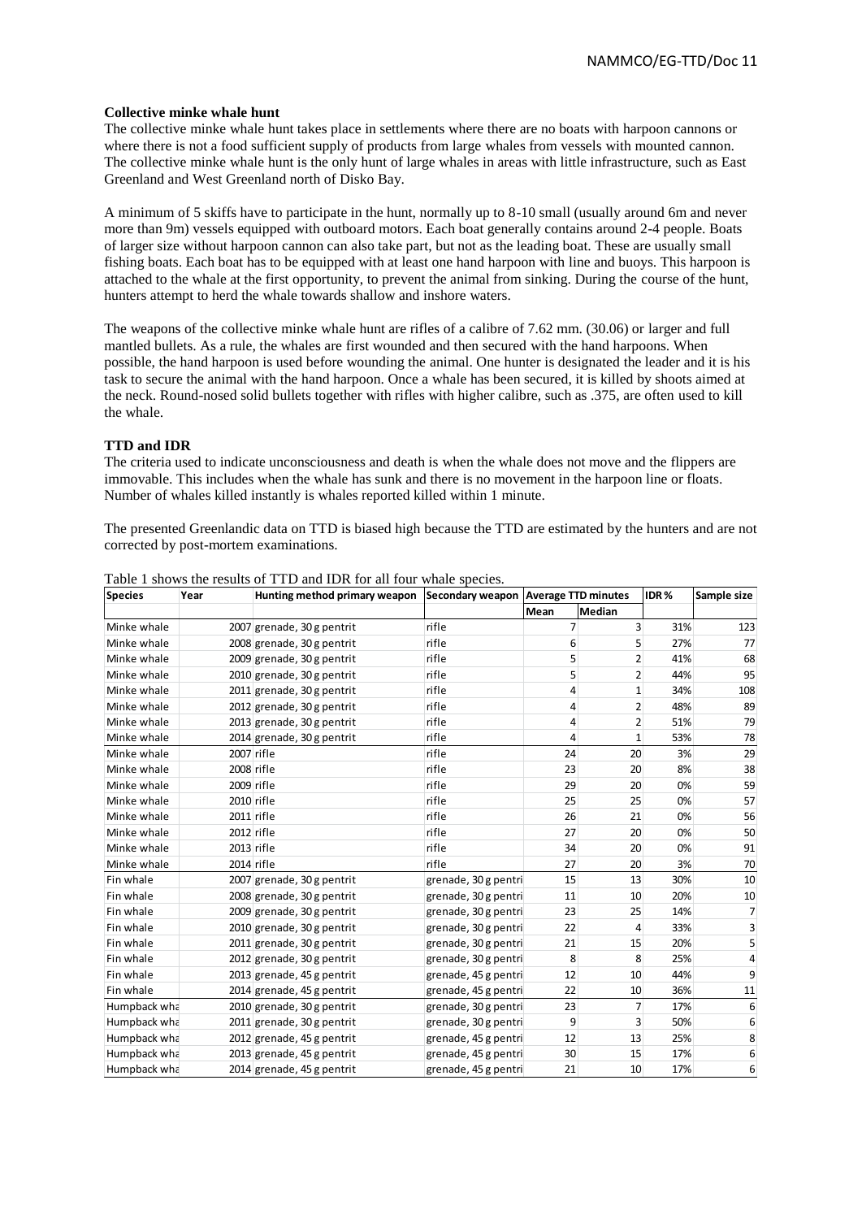**Collective minke whale hunt**

The collective minke whale hunt takes place in settlements where there are no boats with harpoon cannons or where there is not a food sufficient supply of products from large whales from vessels with mounted cannon. The collective minke whale hunt is the only hunt of large whales in areas with little infrastructure, such as East Greenland and West Greenland north of Disko Bay.

A minimum of 5 skiffs have to participate in the hunt, normally up to 8-10 small (usually around 6m and never more than 9m) vessels equipped with outboard motors. Each boat generally contains around 2-4 people. Boats of larger size without harpoon cannon can also take part, but not as the leading boat. These are usually small fishing boats. Each boat has to be equipped with at least one hand harpoon with line and buoys. This harpoon is attached to the whale at the first opportunity, to prevent the animal from sinking. During the course of the hunt, hunters attempt to herd the whale towards shallow and inshore waters.

The weapons of the collective minke whale hunt are rifles of a calibre of 7.62 mm. (30.06) or larger and full mantled bullets. As a rule, the whales are first wounded and then secured with the hand harpoons. When possible, the hand harpoon is used before wounding the animal. One hunter is designated the leader and it is his task to secure the animal with the hand harpoon. Once a whale has been secured, it is killed by shoots aimed at the neck. Round-nosed solid bullets together with rifles with higher calibre, such as .375, are often used to kill the whale.

**TTD and IDR**

The criteria used to indicate unconsciousness and death is when the whale does not move and the flippers are immovable. This includes when the whale has sunk and there is no movement in the harpoon line or floats. Number of whales killed instantly is whales reported killed within 1 minute.

The presented Greenlandic data on TTD is biased high because the TTD are estimated by the hunters and are not corrected by post-mortem examinations.

Table 1 shows the results of TTD and IDR for all four whale species.

| Species | Year | Hunting method primary weapon | Secondary weapon | Average TTD minutes | | IDR % | Sample size |
|---|---|---|---|---|---|---|---|
| | | | | Mean | Median | | |
| Minke whale | 2007 | grenade, 30 g pentrit | rifle | 7 | 3 | 31% | 123 |
| Minke whale | 2008 | grenade, 30 g pentrit | rifle | 6 | 5 | 27% | 77 |
| Minke whale | 2009 | grenade, 30 g pentrit | rifle | 5 | 2 | 41% | 68 |
| Minke whale | 2010 | grenade, 30 g pentrit | rifle | 5 | 2 | 44% | 95 |
| Minke whale | 2011 | grenade, 30 g pentrit | rifle | 4 | 1 | 34% | 108 |
| Minke whale | 2012 | grenade, 30 g pentrit | rifle | 4 | 2 | 48% | 89 |
| Minke whale | 2013 | grenade, 30 g pentrit | rifle | 4 | 2 | 51% | 79 |
| Minke whale | 2014 | grenade, 30 g pentrit | rifle | 4 | 1 | 53% | 78 |
| Minke whale | 2007 | rifle | rifle | 24 | 20 | 3% | 29 |
| Minke whale | 2008 | rifle | rifle | 23 | 20 | 8% | 38 |
| Minke whale | 2009 | rifle | rifle | 29 | 20 | 0% | 59 |
| Minke whale | 2010 | rifle | rifle | 25 | 25 | 0% | 57 |
| Minke whale | 2011 | rifle | rifle | 26 | 21 | 0% | 56 |
| Minke whale | 2012 | rifle | rifle | 27 | 20 | 0% | 50 |
| Minke whale | 2013 | rifle | rifle | 34 | 20 | 0% | 91 |
| Minke whale | 2014 | rifle | rifle | 27 | 20 | 3% | 70 |
| Fin whale | 2007 | grenade, 30 g pentrit | grenade, 30 g pentri | 15 | 13 | 30% | 10 |
| Fin whale | 2008 | grenade, 30 g pentrit | grenade, 30 g pentri | 11 | 10 | 20% | 10 |
| Fin whale | 2009 | grenade, 30 g pentrit | grenade, 30 g pentri | 23 | 25 | 14% | 7 |
| Fin whale | 2010 | grenade, 30 g pentrit | grenade, 30 g pentri | 22 | 4 | 33% | 3 |
| Fin whale | 2011 | grenade, 30 g pentrit | grenade, 30 g pentri | 21 | 15 | 20% | 5 |
| Fin whale | 2012 | grenade, 30 g pentrit | grenade, 30 g pentri | 8 | 8 | 25% | 4 |
| Fin whale | 2013 | grenade, 45 g pentrit | grenade, 45 g pentri | 12 | 10 | 44% | 9 |
| Fin whale | 2014 | grenade, 45 g pentrit | grenade, 45 g pentri | 22 | 10 | 36% | 11 |
| Humpback wha | 2010 | grenade, 30 g pentrit | grenade, 30 g pentri | 23 | 7 | 17% | 6 |
| Humpback wha | 2011 | grenade, 30 g pentrit | grenade, 30 g pentri | 9 | 3 | 50% | 6 |
| Humpback wha | 2012 | grenade, 45 g pentrit | grenade, 45 g pentri | 12 | 13 | 25% | 8 |
| Humpback wha | 2013 | grenade, 45 g pentrit | grenade, 45 g pentri | 30 | 15 | 17% | 6 |
| Humpback wha | 2014 | grenade, 45 g pentrit | grenade, 45 g pentri | 21 | 10 | 17% | 6 |